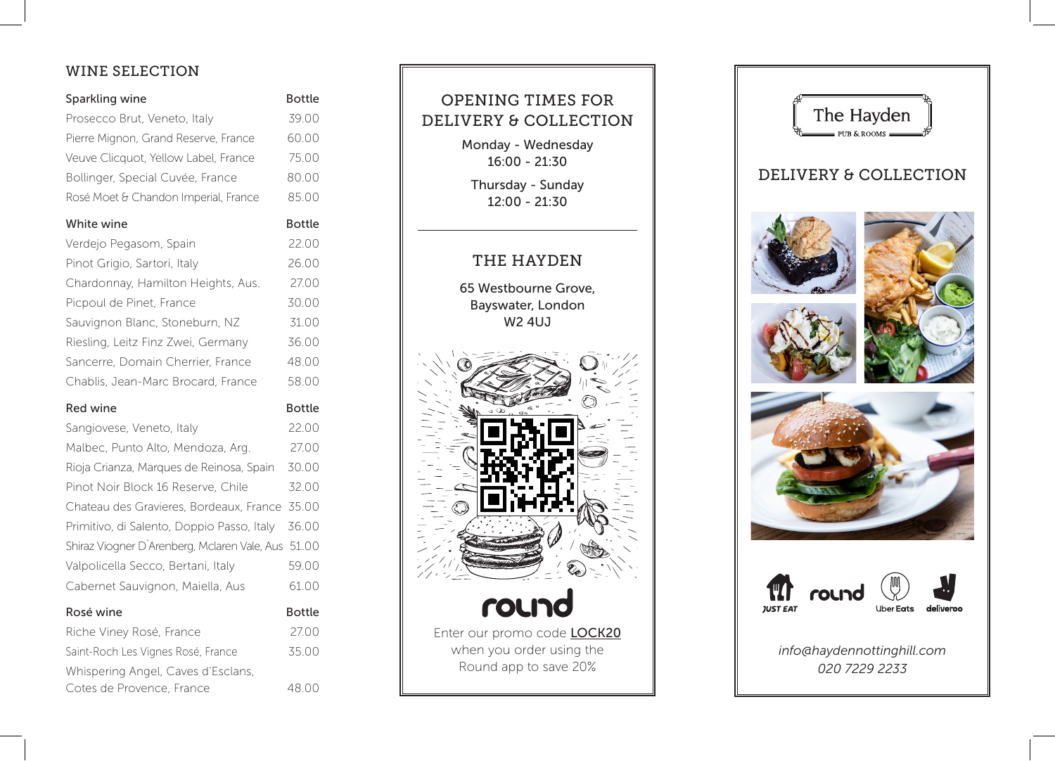## WINE SELECTION

| Sparkling wine | Bottle |
| --- | --- |
| Prosecco Brut, Veneto, Italy | 39.00 |
| Pierre Mignon, Grand Reserve, France | 60.00 |
| Veuve Clicquot, Yellow Label, France | 75.00 |
| Bollinger, Special Cuvée, France | 80.00 |
| Rosé Moet & Chandon Imperial, France | 85.00 |

| White wine | Bottle |
| --- | --- |
| Verdejo Pegasom, Spain | 22.00 |
| Pinot Grigio, Sartori, Italy | 26.00 |
| Chardonnay, Hamilton Heights, Aus. | 27.00 |
| Picpoul de Pinet, France | 30.00 |
| Sauvignon Blanc, Stoneburn, NZ | 31.00 |
| Riesling, Leitz Finz Zwei, Germany | 36.00 |
| Sancerre, Domain Cherrier, France | 48.00 |
| Chablis, Jean-Marc Brocard, France | 58.00 |

| Red wine | Bottle |
| --- | --- |
| Sangiovese, Veneto, Italy | 22.00 |
| Malbec, Punto Alto, Mendoza, Arg. | 27.00 |
| Rioja Crianza, Marques de Reinosa, Spain | 30.00 |
| Pinot Noir Block 16 Reserve, Chile | 32.00 |
| Chateau des Gravieres, Bordeaux, France | 35.00 |
| Primitivo, di Salento, Doppio Passo, Italy | 36.00 |
| Shiraz Viogner D`Arenberg, Mclaren Vale, Aus | 51.00 |
| Valpolicella Secco, Bertani, Italy | 59.00 |
| Cabernet Sauvignon, Maiella, Aus | 61.00 |

| Rosé wine | Bottle |
| --- | --- |
| Riche Viney Rosé, France | 27.00 |
| Saint-Roch Les Vignes Rosé, France | 35.00 |
| Whispering Angel, Caves d'Esclans, Cotes de Provence, France | 48.00 |

## OPENING TIMES FOR DELIVERY & COLLECTION

Monday - Wednesday
16:00 - 21:30

Thursday - Sunday
12:00 - 21:30

## THE HAYDEN

65 Westbourne Grove,
Bayswater, London
W2 4UJ

round

Enter our promo code LOCK20 when you order using the Round app to save 20%

# The Hayden

PUB & ROOMS

## DELIVERY & COLLECTION

JUST EAT · round · Uber Eats · deliveroo

*info@haydennottinghill.com*
*020 7229 2233*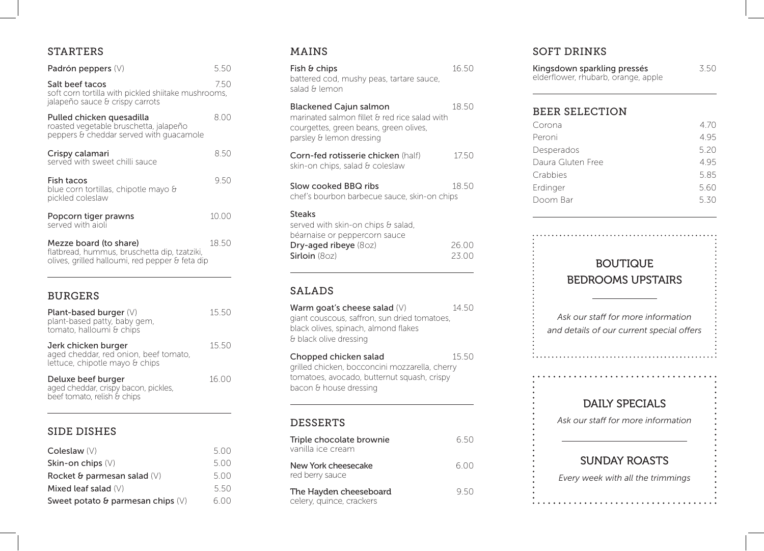## STARTERS

**Padrón peppers** (V) 5.50

**Salt beef tacos** 7.50
soft corn tortilla with pickled shiitake mushrooms, jalapeño sauce & crispy carrots

**Pulled chicken quesadilla** 8.00
roasted vegetable bruschetta, jalapeño peppers & cheddar served with guacamole

**Crispy calamari** 8.50
served with sweet chilli sauce

**Fish tacos** 9.50
blue corn tortillas, chipotle mayo & pickled coleslaw

**Popcorn tiger prawns** 10.00
served with aioli

**Mezze board (to share)** 18.50
flatbread, hummus, bruschetta dip, tzatziki, olives, grilled halloumi, red pepper & feta dip

## BURGERS

**Plant-based burger** (V) 15.50
plant-based patty, baby gem, tomato, halloumi & chips

**Jerk chicken burger** 15.50
aged cheddar, red onion, beef tomato, lettuce, chipotle mayo & chips

**Deluxe beef burger** 16.00
aged cheddar, crispy bacon, pickles, beef tomato, relish & chips

## SIDE DISHES

| | |
|---|---|
| Coleslaw (V) | 5.00 |
| Skin-on chips (V) | 5.00 |
| Rocket & parmesan salad (V) | 5.00 |
| Mixed leaf salad (V) | 5.50 |
| Sweet potato & parmesan chips (V) | 6.00 |

## MAINS

**Fish & chips** 16.50
battered cod, mushy peas, tartare sauce, salad & lemon

**Blackened Cajun salmon** 18.50
marinated salmon fillet & red rice salad with courgettes, green beans, green olives, parsley & lemon dressing

**Corn-fed rotisserie chicken** (half) 17.50
skin-on chips, salad & coleslaw

**Slow cooked BBQ ribs** 18.50
chef's bourbon barbecue sauce, skin-on chips

**Steaks**
served with skin-on chips & salad, béarnaise or peppercorn sauce

**Dry-aged ribeye** (8oz) 26.00
**Sirloin** (8oz) 23.00

## SALADS

**Warm goat's cheese salad** (V) 14.50
giant couscous, saffron, sun dried tomatoes, black olives, spinach, almond flakes & black olive dressing

**Chopped chicken salad** 15.50
grilled chicken, bocconcini mozzarella, cherry tomatoes, avocado, butternut squash, crispy bacon & house dressing

## DESSERTS

**Triple chocolate brownie** 6.50
vanilla ice cream

**New York cheesecake** 6.00
red berry sauce

**The Hayden cheeseboard** 9.50
celery, quince, crackers

## SOFT DRINKS

**Kingsdown sparkling pressés** 3.50
elderflower, rhubarb, orange, apple

## BEER SELECTION

| | |
|---|---|
| Corona | 4.70 |
| Peroni | 4.95 |
| Desperados | 5.20 |
| Daura Gluten Free | 4.95 |
| Crabbies | 5.85 |
| Erdinger | 5.60 |
| Doom Bar | 5.30 |

### BOUTIQUE BEDROOMS UPSTAIRS

*Ask our staff for more information and details of our current special offers*

### DAILY SPECIALS

*Ask our staff for more information*

### SUNDAY ROASTS

*Every week with all the trimmings*